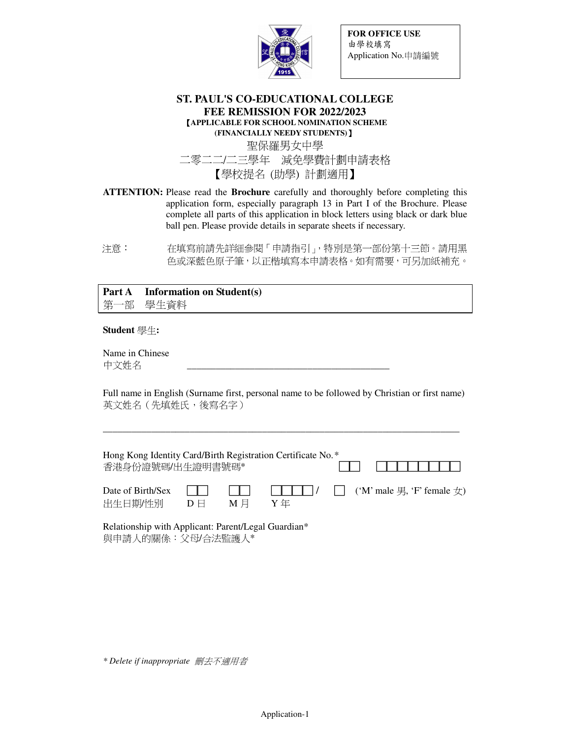| FOR OFFICE USE |
|---|
| 由學校填寫 |
| Application No.申請編號 |

# ST. PAUL'S CO-EDUCATIONAL COLLEGE
# FEE REMISSION FOR 2022/2023

**【APPLICABLE FOR SCHOOL NOMINATION SCHEME (FINANCIALLY NEEDY STUDENTS)】**

聖保羅男女中學

二零二二/二三學年　減免學費計劃申請表格

【學校提名 (助學) 計劃適用】

**ATTENTION:** Please read the **Brochure** carefully and thoroughly before completing this application form, especially paragraph 13 in Part I of the Brochure. Please complete all parts of this application in block letters using black or dark blue ball pen. Please provide details in separate sheets if necessary.

注意：在填寫前請先詳細參閱「申請指引」，特別是第一部份第十三節。請用黑色或深藍色原子筆，以正楷填寫本申請表格。如有需要，可另加紙補充。

## Part A　Information on Student(s)
## 第一部　學生資料

**Student 學生:**

Name in Chinese
中文姓名 ______________________________

Full name in English (Surname first, personal name to be followed by Christian or first name)
英文姓名（先填姓氏，後寫名字）

____________________________________________________________

Hong Kong Identity Card/Birth Registration Certificate No.*
香港身份證號碼/出生證明書號碼* ☐☐ ☐☐☐☐☐☐☐☐

Date of Birth/Sex ☐☐ D 日 ☐☐ M 月 ☐☐☐☐ Y 年 / ☐ ('M' male 男, 'F' female 女)
出生日期/性別

Relationship with Applicant: Parent/Legal Guardian*
與申請人的關係：父母/合法監護人*

*\* Delete if inappropriate　刪去不適用者*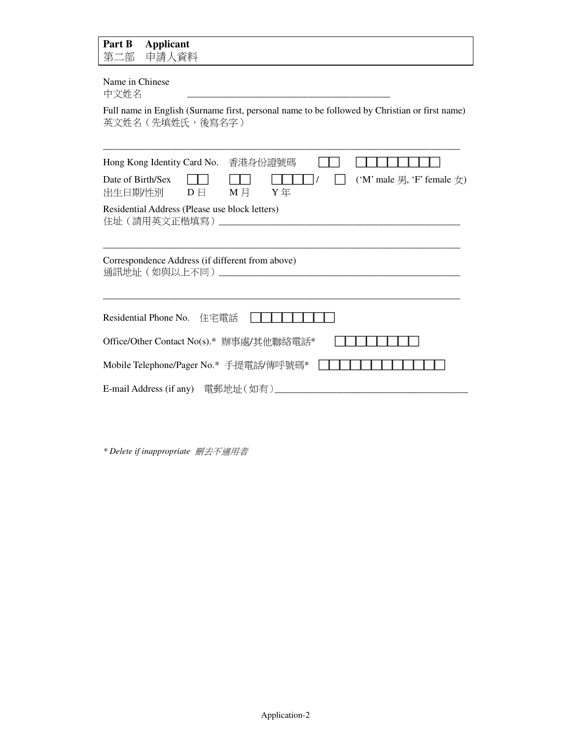**Part B Applicant**
**第二部 申請人資料**

Name in Chinese
中文姓名 ______________________________________

Full name in English (Surname first, personal name to be followed by Christian or first name)
英文姓名（先填姓氏，後寫名字）

______________________________________________________________________

Hong Kong Identity Card No. 香港身份證號碼 ☐☐ ☐☐☐☐☐☐☐☐

Date of Birth/Sex ☐☐ ☐☐ ☐☐☐☐ / ☐ ('M' male 男, 'F' female 女)
出生日期/性別 D 日 M 月 Y 年

Residential Address (Please use block letters)
住址（請用英文正楷填寫）______________________________________________

______________________________________________________________________

Correspondence Address (if different from above)
通訊地址（如與以上不同）______________________________________________

______________________________________________________________________

Residential Phone No. 住宅電話 ☐☐☐☐☐☐☐☐

Office/Other Contact No(s).* 辦事處/其他聯絡電話* ☐☐☐☐☐☐☐☐

Mobile Telephone/Pager No.* 手提電話/傳呼號碼* ☐☐☐☐☐☐☐☐☐☐☐☐

E-mail Address (if any) 電郵地址（如有）____________________________________

*\* Delete if inappropriate 刪去不適用者*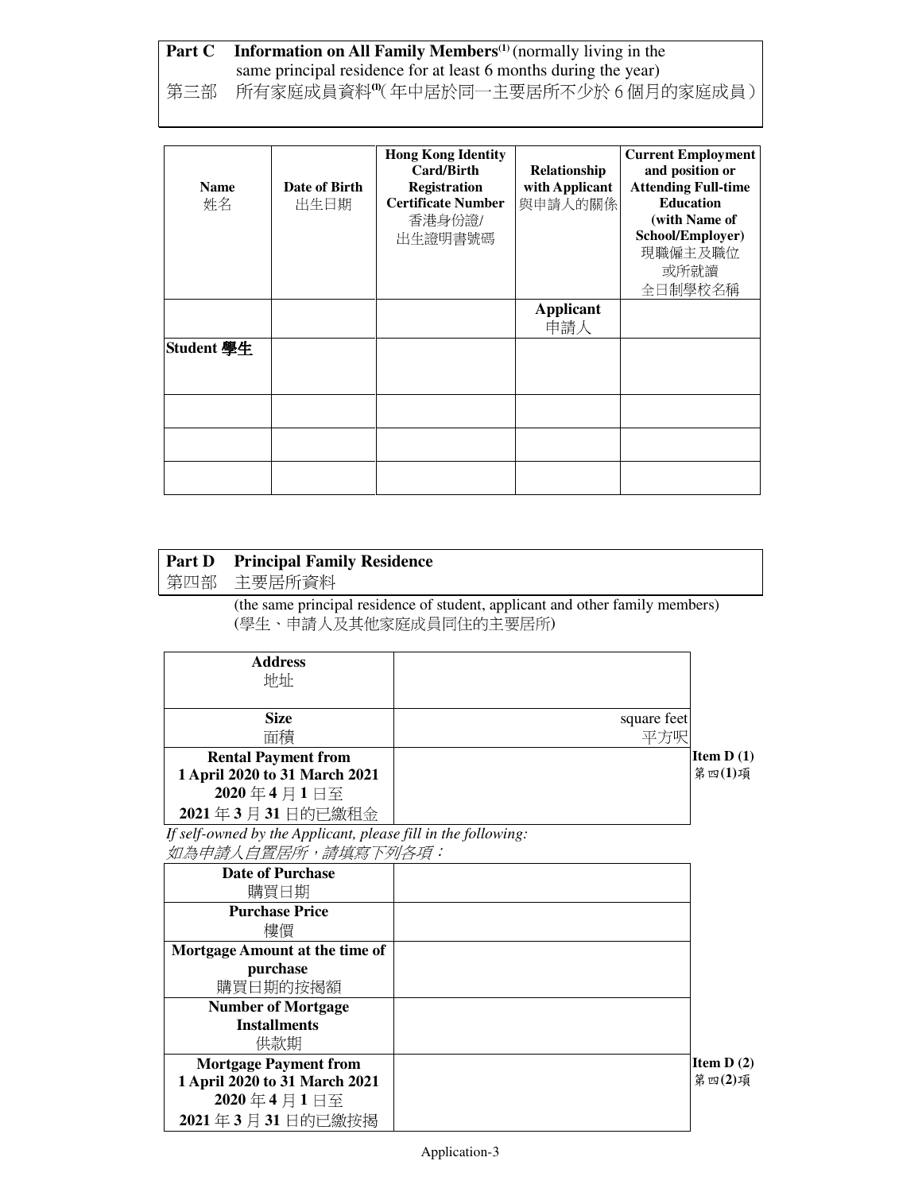## **Part C Information on All Family Members**[1] (normally living in the same principal residence for at least 6 months during the year)

第三部　所有家庭成員資料[1]（年中居於同一主要居所不少於 6 個月的家庭成員）

| **Name** 姓名 | **Date of Birth** 出生日期 | **Hong Kong Identity Card/Birth Registration Certificate Number** 香港身份證/出生證明書號碼 | **Relationship with Applicant** 與申請人的關係 | **Current Employment and position or Attending Full-time Education (with Name of School/Employer)** 現職僱主及職位或所就讀全日制學校名稱 |
|---|---|---|---|---|
| | | | **Applicant** 申請人 | |
| **Student 學生** | | | | |
| | | | | |
| | | | | |
| | | | | |

## **Part D Principal Family Residence**

第四部　主要居所資料

(the same principal residence of student, applicant and other family members)
(學生、申請人及其他家庭成員同住的主要居所)

| | | |
|---|---|---|
| **Address** 地址 | | |
| **Size** 面積 | square feet 平方呎 | |
| **Rental Payment from 1 April 2020 to 31 March 2021** **2020** 年 **4** 月 **1** 日至 **2021** 年 **3** 月 **31** 日的已繳租金 | | **Item D (1)** 第四**(1)**項 |

*If self-owned by the Applicant, please fill in the following:*
*如為申請人自置居所，請填寫下列各項：*

| | | |
|---|---|---|
| **Date of Purchase** 購買日期 | | |
| **Purchase Price** 樓價 | | |
| **Mortgage Amount at the time of purchase** 購買日期的按揭額 | | |
| **Number of Mortgage Installments** 供款期 | | |
| **Mortgage Payment from 1 April 2020 to 31 March 2021** **2020** 年 **4** 月 **1** 日至 **2021** 年 **3** 月 **31** 日的已繳按揭 | | **Item D (2)** 第四**(2)**項 |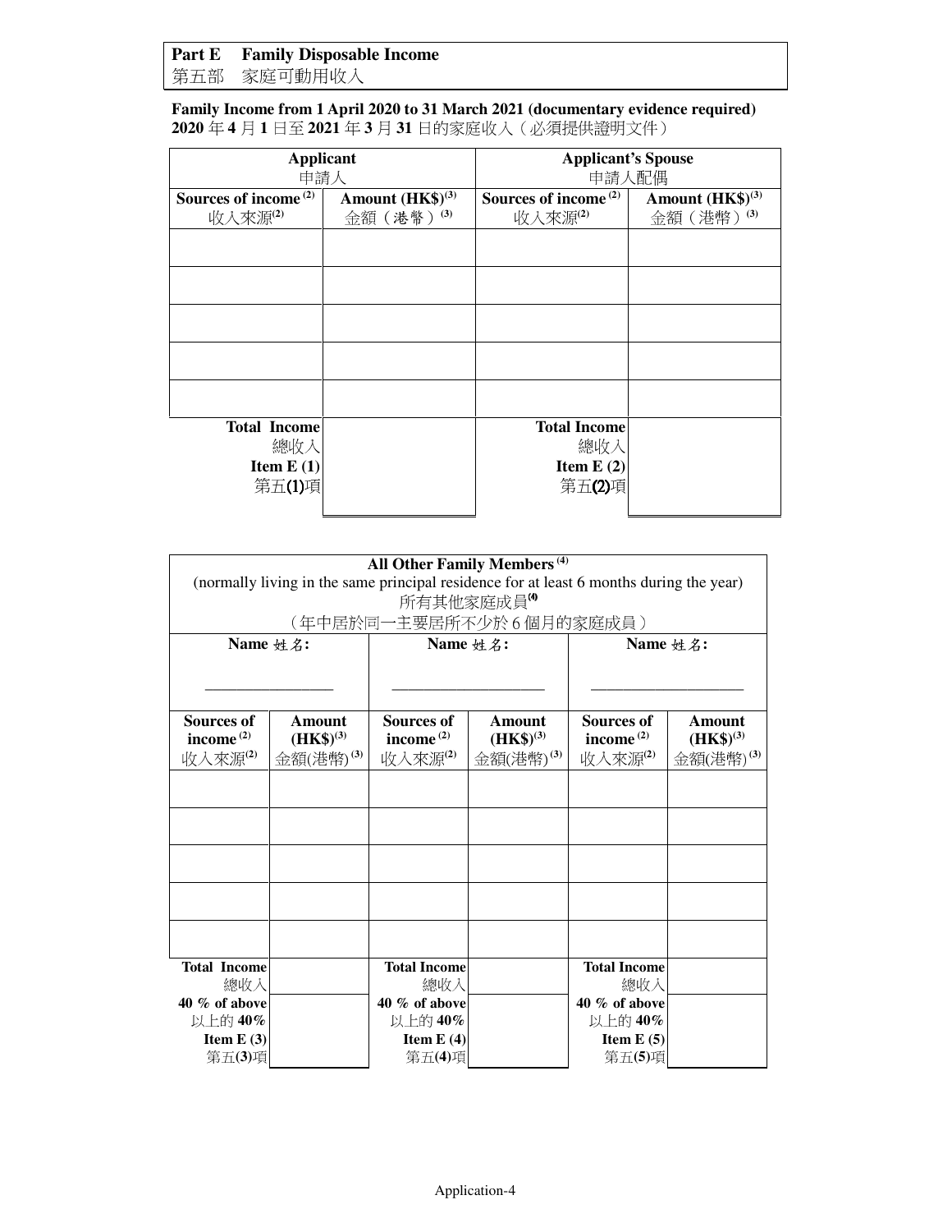## Part E Family Disposable Income
## 第五部 家庭可動用收入

**Family Income from 1 April 2020 to 31 March 2021 (documentary evidence required)**
**2020** 年 **4** 月 **1** 日至 **2021** 年 **3** 月 **31** 日的家庭收入（必須提供證明文件）

| **Applicant** 申請人 | | **Applicant's Spouse** 申請人配偶 | |
|---|---|---|---|
| **Sources of income** (2) 收入來源(2) | **Amount (HK$)** (3) 金額（港幣）(3) | **Sources of income** (2) 收入來源(2) | **Amount (HK$)** (3) 金額（港幣）(3) |
| | | | |
| | | | |
| | | | |
| | | | |
| | | | |
| **Total Income** 總收入 **Item E (1)** 第五(1)項 | | **Total Income** 總收入 **Item E (2)** 第五(2)項 | |

| **All Other Family Members** (4) (normally living in the same principal residence for at least 6 months during the year) 所有其他家庭成員(4)（年中居於同一主要居所不少於 6 個月的家庭成員） | | | | | |
|---|---|---|---|---|---|
| **Name** 姓名: ________________ | | **Name** 姓名: ________________ | | **Name** 姓名: ________________ | |
| **Sources of income** (2) 收入來源(2) | **Amount (HK$)** (3) 金額(港幣)(3) | **Sources of income** (2) 收入來源(2) | **Amount (HK$)** (3) 金額(港幣)(3) | **Sources of income** (2) 收入來源(2) | **Amount (HK$)** (3) 金額(港幣)(3) |
| | | | | | |
| | | | | | |
| | | | | | |
| | | | | | |
| | | | | | |
| **Total Income** 總收入 | | **Total Income** 總收入 | | **Total Income** 總收入 | |
| **40 % of above** 以上的 **40%** **Item E (3)** 第五(3)項 | | **40 % of above** 以上的 **40%** **Item E (4)** 第五(4)項 | | **40 % of above** 以上的 **40%** **Item E (5)** 第五(5)項 | |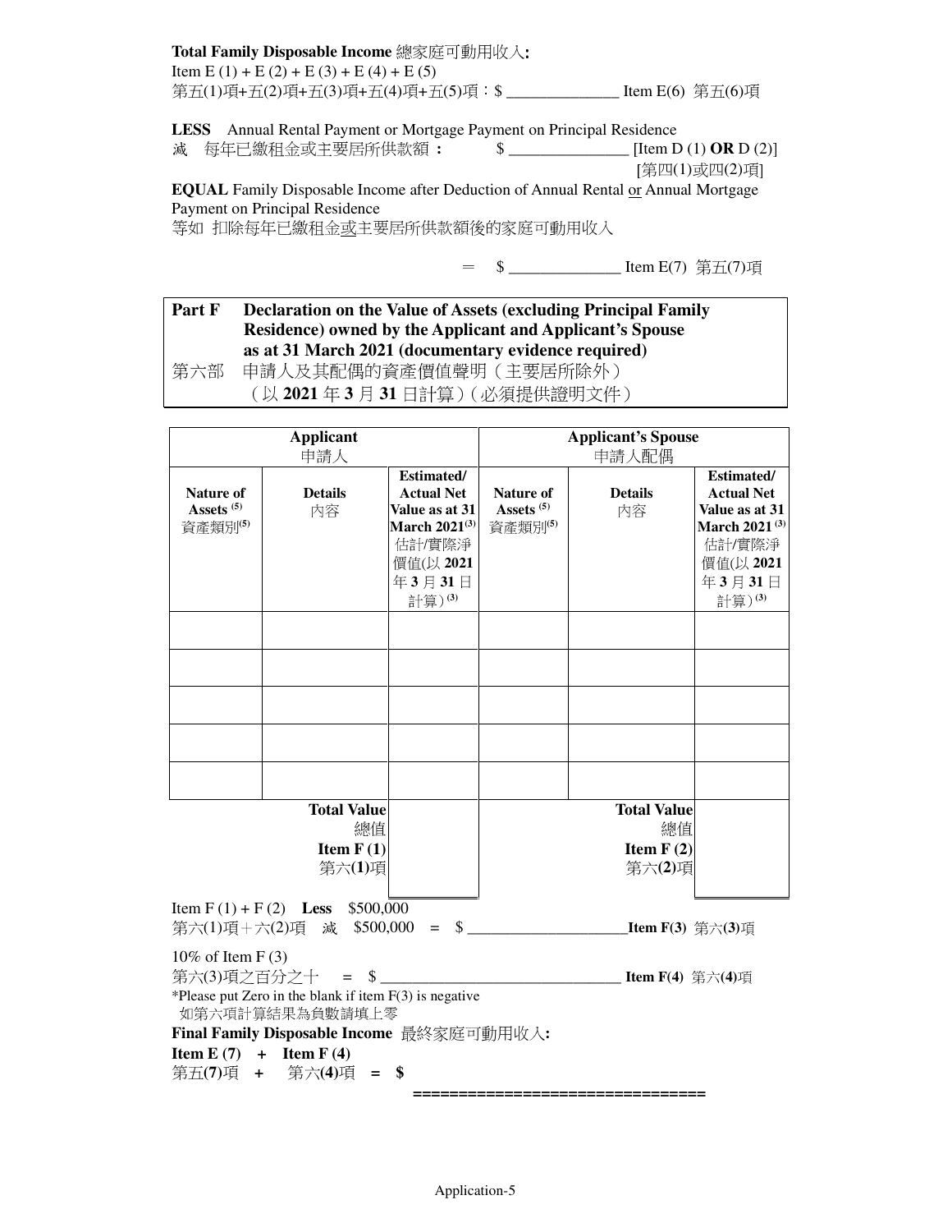**Total Family Disposable Income** 總家庭可動用收入**:**

Item E (1) + E (2) + E (3) + E (4) + E (5)

第五(1)項+五(2)項+五(3)項+五(4)項+五(5)項：$ ______________ Item E(6) 第五(6)項

**LESS** Annual Rental Payment or Mortgage Payment on Principal Residence

減 每年已繳租金或主要居所供款額 **:** $ _______________ [Item D (1) **OR** D (2)]
[第四(1)或四(2)項]

**EQUAL** Family Disposable Income after Deduction of Annual Rental or Annual Mortgage Payment on Principal Residence

等如 扣除每年已繳租金或主要居所供款額後的家庭可動用收入

= $ ______________ Item E(7) 第五(7)項

**Part F Declaration on the Value of Assets (excluding Principal Family Residence) owned by the Applicant and Applicant's Spouse as at 31 March 2021 (documentary evidence required)**

第六部 申請人及其配偶的資產價值聲明（主要居所除外）（以 **2021** 年 **3** 月 **31** 日計算）(必須提供證明文件）

| **Applicant** 申請人 | | | **Applicant's Spouse** 申請人配偶 | | |
|---|---|---|---|---|---|
| **Nature of Assets** [(5)] 資產類別[(5)] | **Details** 內容 | **Estimated/ Actual Net Value as at 31 March 2021**[(3)] 估計/實際淨價值(以 **2021** 年 **3** 月 **31** 日計算)[(3)] | **Nature of Assets** [(5)] 資產類別[(5)] | **Details** 內容 | **Estimated/ Actual Net Value as at 31 March 2021** [(3)] 估計/實際淨價值(以 **2021** 年 **3** 月 **31** 日計算)[(3)] |
| | | | | | |
| | | | | | |
| | | | | | |
| | | | | | |
| | | | | | |
| | **Total Value** 總值 **Item F (1)** 第六**(1)**項 | | | **Total Value** 總值 **Item F (2)** 第六**(2)**項 | |

Item F (1) + F (2) **Less** $500,000

第六(1)項＋六(2)項 減 $500,000 = $ ____________________**Item F(3)** 第六**(3)**項

10% of Item F (3)

第六(3)項之百分之十 = $ ______________________________ **Item F(4)** 第六**(4)**項

*Please put Zero in the blank if item F(3) is negative

如第六項計算結果為負數請填上零

**Final Family Disposable Income** 最終家庭可動用收入**:**

**Item E (7) + Item F (4)**

第五**(7)**項 **+** 第六**(4)**項 **= $**

================================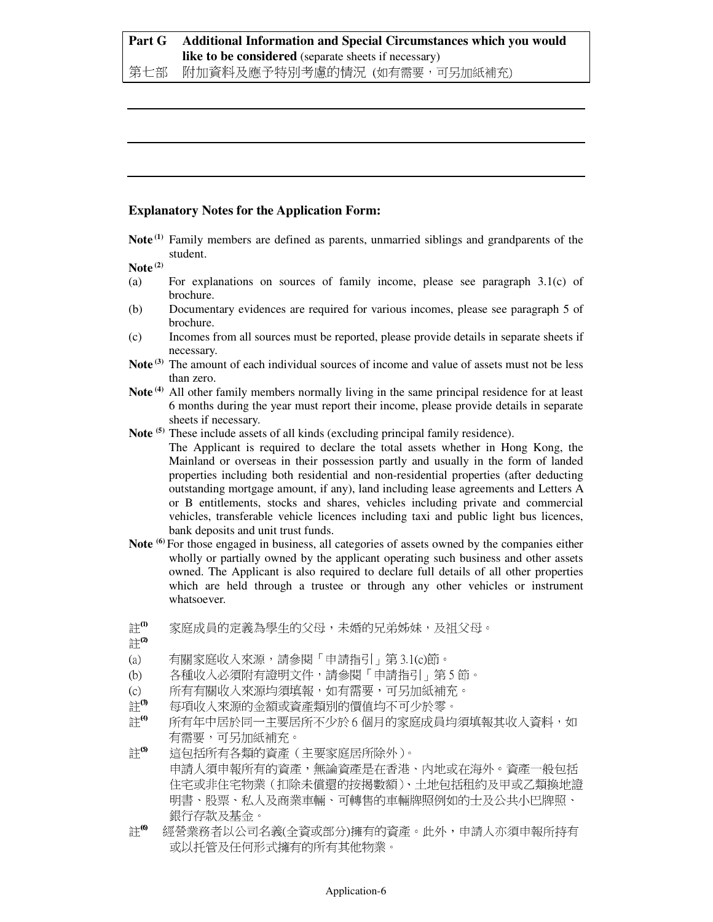| **Part G** | **Additional Information and Special Circumstances which you would like to be considered** (separate sheets if necessary) |
|---|---|
| 第七部 | 附加資料及應予特別考慮的情況 (如有需要，可另加紙補充) |

\_\_\_\_\_\_\_\_\_\_\_\_\_\_\_\_\_\_\_\_\_\_\_\_\_\_\_\_\_\_\_\_\_\_\_\_\_\_\_\_\_\_\_\_\_\_\_\_\_\_\_\_\_\_\_\_\_\_\_\_\_\_\_\_\_\_\_\_

\_\_\_\_\_\_\_\_\_\_\_\_\_\_\_\_\_\_\_\_\_\_\_\_\_\_\_\_\_\_\_\_\_\_\_\_\_\_\_\_\_\_\_\_\_\_\_\_\_\_\_\_\_\_\_\_\_\_\_\_\_\_\_\_\_\_\_\_

\_\_\_\_\_\_\_\_\_\_\_\_\_\_\_\_\_\_\_\_\_\_\_\_\_\_\_\_\_\_\_\_\_\_\_\_\_\_\_\_\_\_\_\_\_\_\_\_\_\_\_\_\_\_\_\_\_\_\_\_\_\_\_\_\_\_\_\_

**Explanatory Notes for the Application Form:**

**Note (1)** Family members are defined as parents, unmarried siblings and grandparents of the student.

**Note (2)**

(a) For explanations on sources of family income, please see paragraph 3.1(c) of brochure.

(b) Documentary evidences are required for various incomes, please see paragraph 5 of brochure.

(c) Incomes from all sources must be reported, please provide details in separate sheets if necessary.

**Note (3)** The amount of each individual sources of income and value of assets must not be less than zero.

**Note (4)** All other family members normally living in the same principal residence for at least 6 months during the year must report their income, please provide details in separate sheets if necessary.

**Note (5)** These include assets of all kinds (excluding principal family residence).
The Applicant is required to declare the total assets whether in Hong Kong, the Mainland or overseas in their possession partly and usually in the form of landed properties including both residential and non-residential properties (after deducting outstanding mortgage amount, if any), land including lease agreements and Letters A or B entitlements, stocks and shares, vehicles including private and commercial vehicles, transferable vehicle licences including taxi and public light bus licences, bank deposits and unit trust funds.

**Note (6)** For those engaged in business, all categories of assets owned by the companies either wholly or partially owned by the applicant operating such business and other assets owned. The Applicant is also required to declare full details of all other properties which are held through a trustee or through any other vehicles or instrument whatsoever.

註(1) 家庭成員的定義為學生的父母，未婚的兄弟姊妹，及祖父母。

註(2)

(a) 有關家庭收入來源，請參閱「申請指引」第 3.1(c)節。

(b) 各種收入必須附有證明文件，請參閱「申請指引」第 5 節。

(c) 所有有關收入來源均須填報，如有需要，可另加紙補充。

註(3) 每項收入來源的金額或資產類別的價值均不可少於零。

註(4) 所有年中居於同一主要居所不少於 6 個月的家庭成員均須填報其收入資料，如有需要，可另加紙補充。

註(5) 這包括所有各類的資產（主要家庭居所除外）。
申請人須申報所有的資產，無論資產是在香港、內地或在海外。資產一般包括住宅或非住宅物業（扣除未償還的按揭數額）、土地包括租約及甲或乙類換地證明書、股票、私人及商業車輛、可轉售的車輛牌照例如的士及公共小巴牌照、銀行存款及基金。

註(6) 經營業務者以公司名義(全資或部分)擁有的資產。此外，申請人亦須申報所持有或以托管及任何形式擁有的所有其他物業。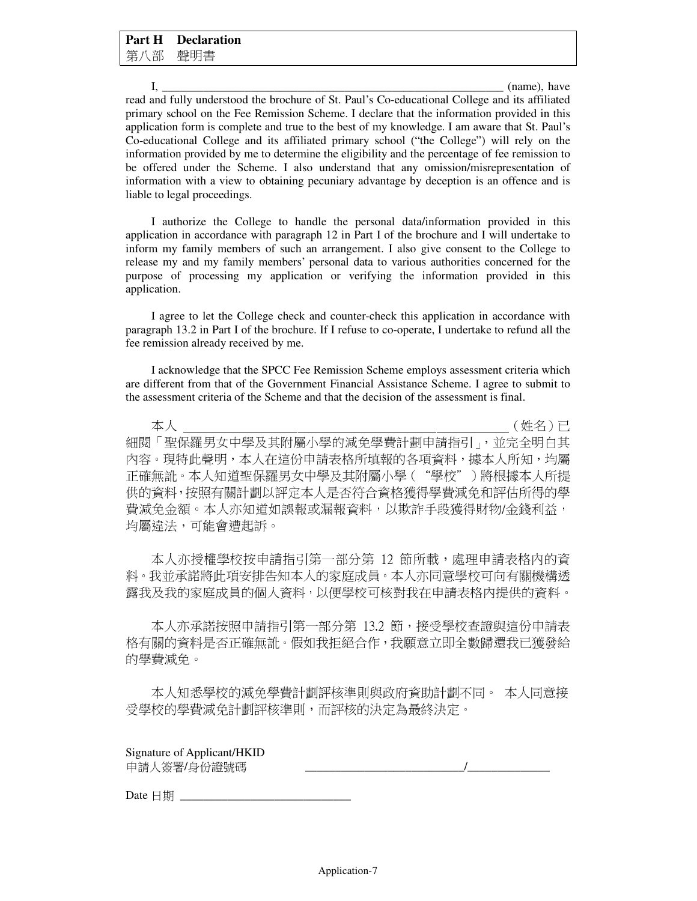## Part H Declaration
## 第八部 聲明書

I, ______________________________________________________________ (name), have read and fully understood the brochure of St. Paul's Co-educational College and its affiliated primary school on the Fee Remission Scheme. I declare that the information provided in this application form is complete and true to the best of my knowledge. I am aware that St. Paul's Co-educational College and its affiliated primary school ("the College") will rely on the information provided by me to determine the eligibility and the percentage of fee remission to be offered under the Scheme. I also understand that any omission/misrepresentation of information with a view to obtaining pecuniary advantage by deception is an offence and is liable to legal proceedings.

I authorize the College to handle the personal data/information provided in this application in accordance with paragraph 12 in Part I of the brochure and I will undertake to inform my family members of such an arrangement. I also give consent to the College to release my and my family members' personal data to various authorities concerned for the purpose of processing my application or verifying the information provided in this application.

I agree to let the College check and counter-check this application in accordance with paragraph 13.2 in Part I of the brochure. If I refuse to co-operate, I undertake to refund all the fee remission already received by me.

I acknowledge that the SPCC Fee Remission Scheme employs assessment criteria which are different from that of the Government Financial Assistance Scheme. I agree to submit to the assessment criteria of the Scheme and that the decision of the assessment is final.

本人 ______________________________________________________（姓名）已細閱「聖保羅男女中學及其附屬小學的減免學費計劃申請指引」，並完全明白其內容。現特此聲明，本人在這份申請表格所填報的各項資料，據本人所知，均屬正確無訛。本人知道聖保羅男女中學及其附屬小學（"學校"）將根據本人所提供的資料，按照有關計劃以評定本人是否符合資格獲得學費減免和評估所得的學費減免金額。本人亦知道如誤報或漏報資料，以欺詐手段獲得財物/金錢利益，均屬違法，可能會遭起訴。

本人亦授權學校按申請指引第一部分第 12 節所載，處理申請表格內的資料。我並承諾將此項安排告知本人的家庭成員。本人亦同意學校可向有關機構透露我及我的家庭成員的個人資料，以便學校可核對我在申請表格內提供的資料。

本人亦承諾按照申請指引第一部分第 13.2 節，接受學校查證與這份申請表格有關的資料是否正確無訛。假如我拒絕合作，我願意立即全數歸還我已獲發給的學費減免。

本人知悉學校的減免學費計劃評核準則與政府資助計劃不同。 本人同意接受學校的學費減免計劃評核準則，而評核的決定為最終決定。

Signature of Applicant/HKID
申請人簽署/身份證號碼 ____________________________/______________

Date 日期 ____________________________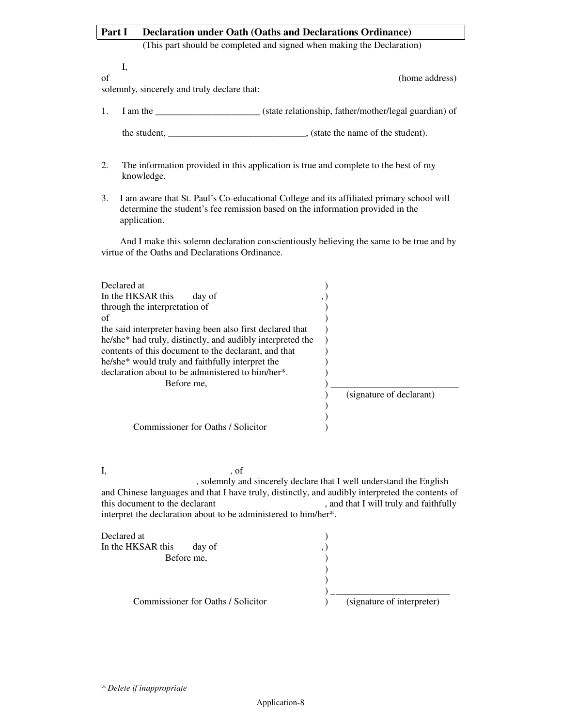## Part I Declaration under Oath (Oaths and Declarations Ordinance)

(This part should be completed and signed when making the Declaration)

I,

of (home address)

solemnly, sincerely and truly declare that:

1. I am the ______________________ (state relationship, father/mother/legal guardian) of

   the student, _____________________________, (state the name of the student).

2. The information provided in this application is true and complete to the best of my knowledge.

3. I am aware that St. Paul's Co-educational College and its affiliated primary school will determine the student's fee remission based on the information provided in the application.

And I make this solemn declaration conscientiously believing the same to be true and by virtue of the Oaths and Declarations Ordinance.

Declared at )
In the HKSAR this day of ,)
through the interpretation of )
of )
the said interpreter having been also first declared that )
he/she* had truly, distinctly, and audibly interpreted the )
contents of this document to the declarant, and that )
he/she* would truly and faithfully interpret the )
declaration about to be administered to him/her*. )
Before me, ) ___________________________
) (signature of declarant)
)
)
Commissioner for Oaths / Solicitor )

I, , of
, solemnly and sincerely declare that I well understand the English and Chinese languages and that I have truly, distinctly, and audibly interpreted the contents of this document to the declarant , and that I will truly and faithfully interpret the declaration about to be administered to him/her*.

Declared at )
In the HKSAR this day of ,)
Before me, )
)
)
) _________________________
Commissioner for Oaths / Solicitor ) (signature of interpreter)

*\* Delete if inappropriate*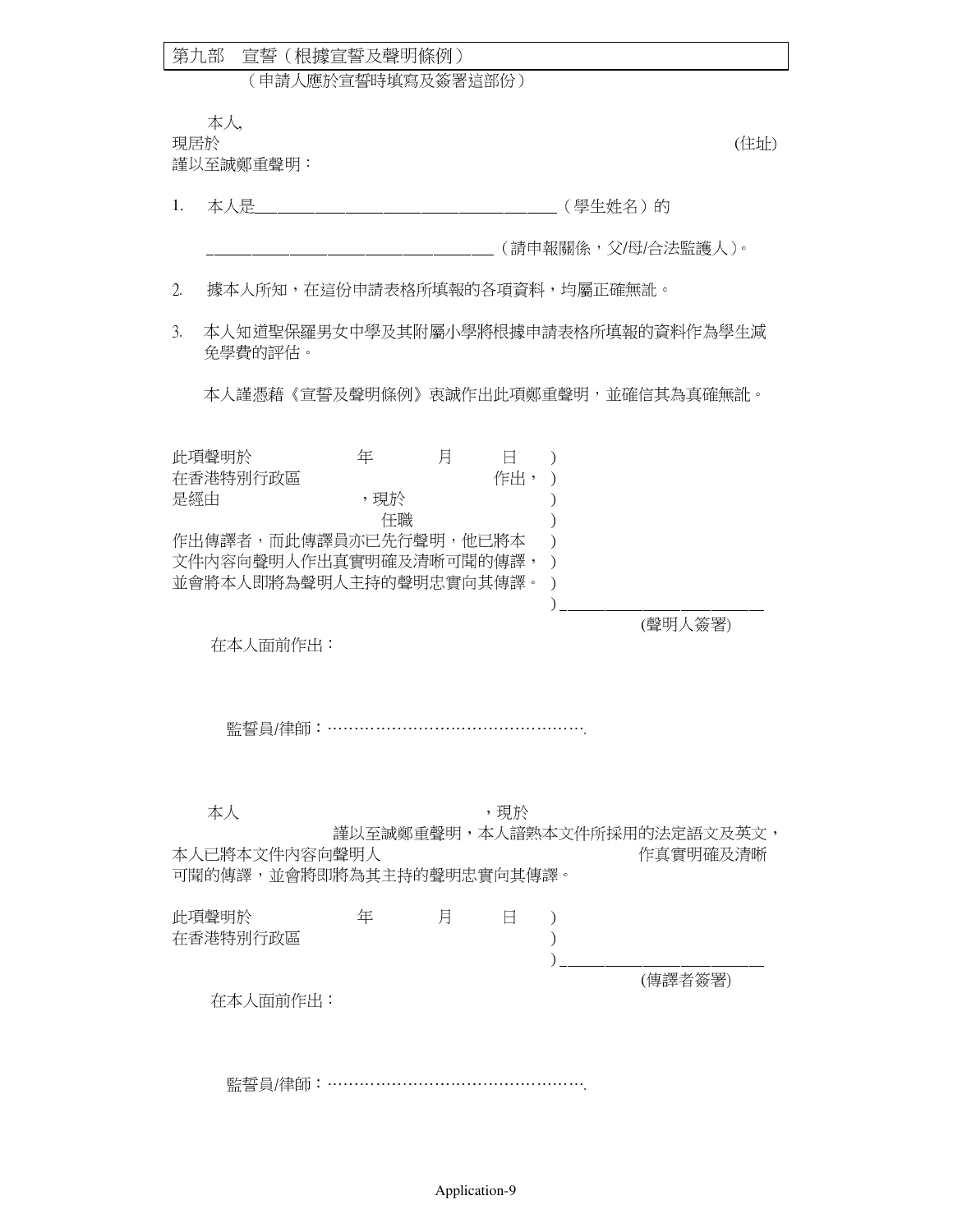## 第九部　宣誓（根據宣誓及聲明條例）

（申請人應於宣誓時填寫及簽署這部份）

本人,

現居於 (住址)

謹以至誠鄭重聲明：

1. 本人是＿＿＿＿＿＿＿＿＿＿＿＿＿＿＿＿＿＿（學生姓名）的

   ＿＿＿＿＿＿＿＿＿＿＿＿＿＿＿＿＿＿（請申報關係，父/母/合法監護人）。

2. 據本人所知，在這份申請表格所填報的各項資料，均屬正確無訛。

3. 本人知道聖保羅男女中學及其附屬小學將根據申請表格所填報的資料作為學生減免學費的評估。

本人謹憑藉《宣誓及聲明條例》衷誠作出此項鄭重聲明，並確信其為真確無訛。

此項聲明於　　　年　　　月　　　日 )
在香港特別行政區　　　　　　　作出， )
是經由　　　　　　，現於 )
　　　　　　　　　任職 )
作出傳譯者，而此傳譯員亦已先行聲明，他已將本 )
文件內容向聲明人作出真實明確及清晰可聞的傳譯， )
並會將本人即將為聲明人主持的聲明忠實向其傳譯。 )
) ＿＿＿＿＿＿＿＿＿＿
(聲明人簽署)

在本人面前作出：

監誓員/律師：…………………………………………

本人　　　　　　　　　　　，現於

謹以至誠鄭重聲明，本人諳熟本文件所採用的法定語文及英文，本人已將本文件內容向聲明人　　　　　　　　　作真實明確及清晰可聞的傳譯，並會將即將為其主持的聲明忠實向其傳譯。

此項聲明於　　　年　　　月　　　日 )
在香港特別行政區 )
) ＿＿＿＿＿＿＿＿＿＿
(傳譯者簽署)

在本人面前作出：

監誓員/律師：…………………………………………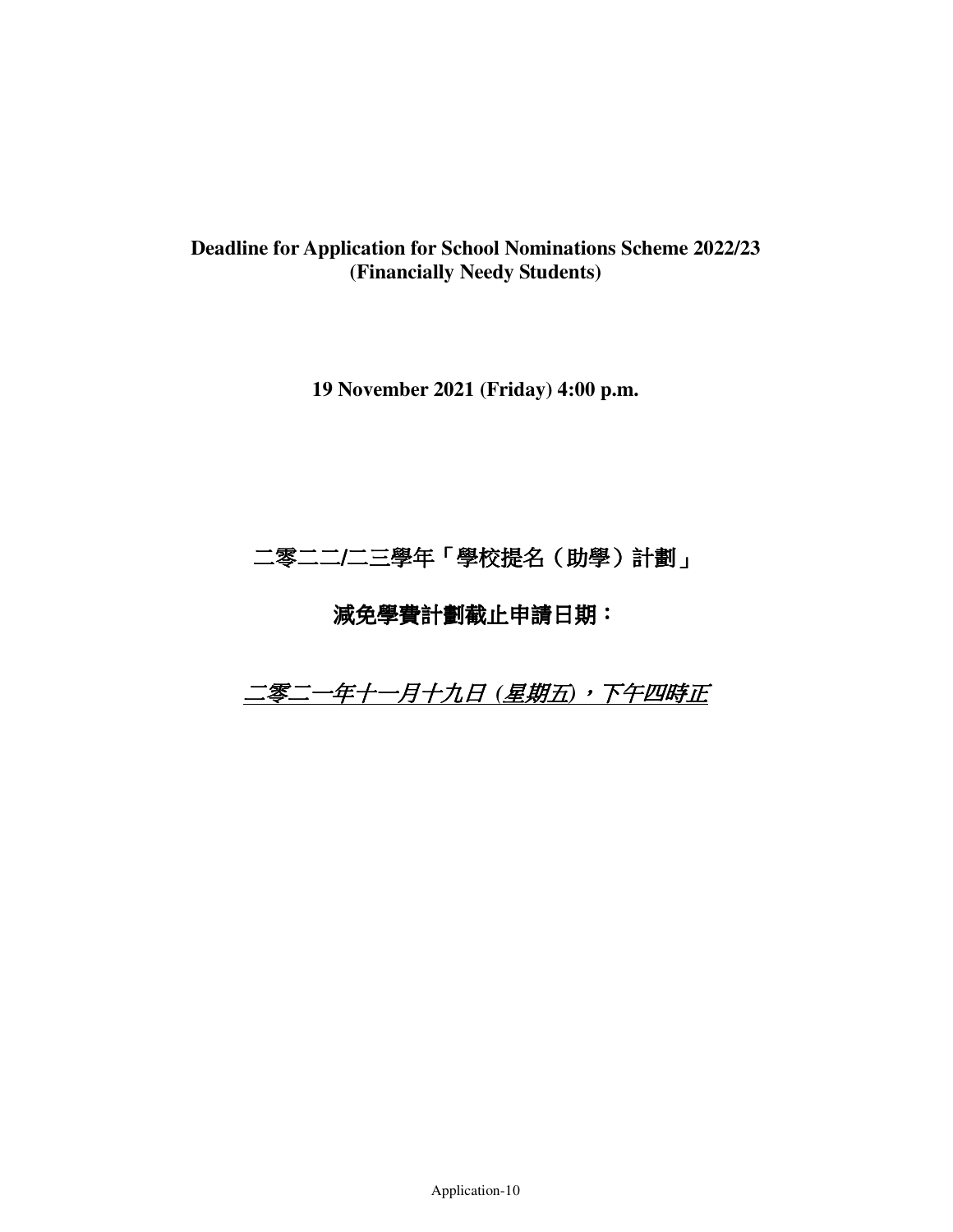**Deadline for Application for School Nominations Scheme 2022/23**
**(Financially Needy Students)**

**19 November 2021 (Friday) 4:00 p.m.**

**二零二二/二三學年「學校提名（助學）計劃」**

**減免學費計劃截止申請日期：**

***二零二一年十一月十九日 (星期五)，下午四時正***